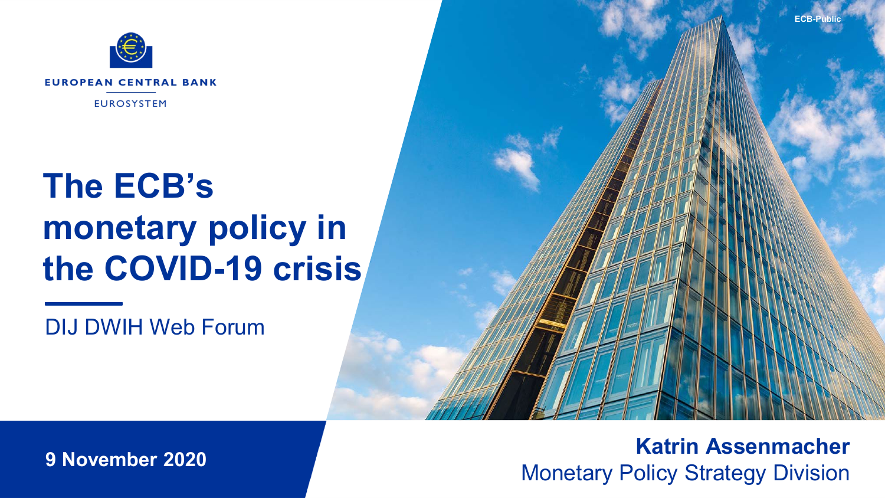ECB-Public

EUROPEAN CENTRAL BANK

EUROSYSTEM

# The ECB's monetary policy in the COVID-19 crisis

DIJ DWIH Web Forum

**9 November 2020**

**Katrin Assenmacher**
Monetary Policy Strategy Division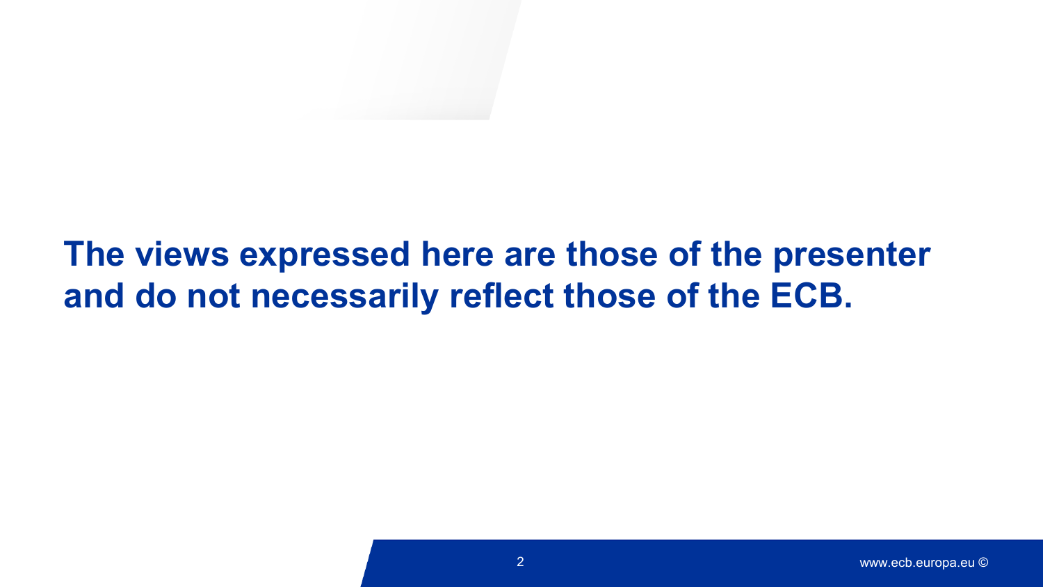**The views expressed here are those of the presenter and do not necessarily reflect those of the ECB.**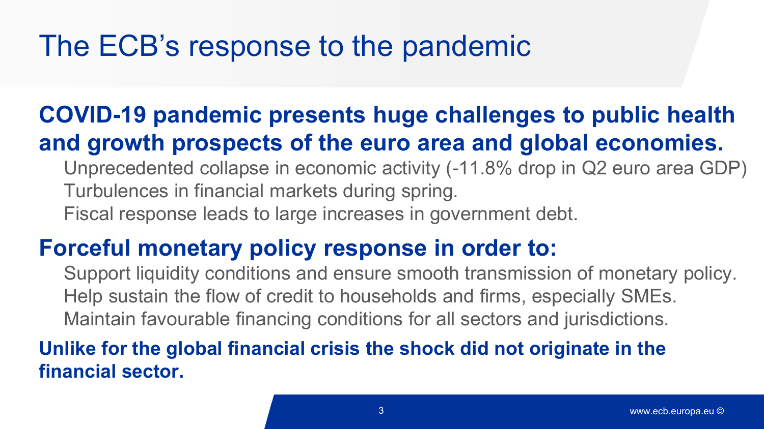# The ECB's response to the pandemic

**COVID-19 pandemic presents huge challenges to public health and growth prospects of the euro area and global economies.**

- Unprecedented collapse in economic activity (-11.8% drop in Q2 euro area GDP)
- Turbulences in financial markets during spring.
- Fiscal response leads to large increases in government debt.

**Forceful monetary policy response in order to:**

- Support liquidity conditions and ensure smooth transmission of monetary policy.
- Help sustain the flow of credit to households and firms, especially SMEs.
- Maintain favourable financing conditions for all sectors and jurisdictions.

**Unlike for the global financial crisis the shock did not originate in the financial sector.**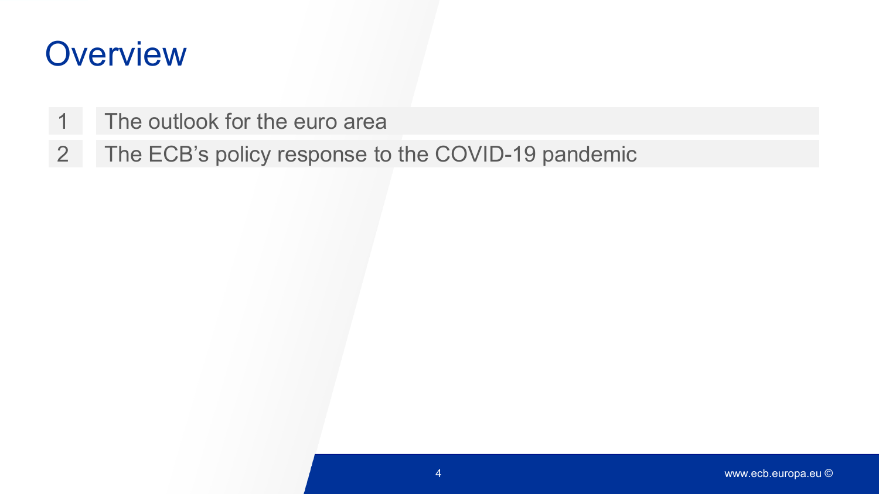# Overview

1. The outlook for the euro area
2. The ECB’s policy response to the COVID-19 pandemic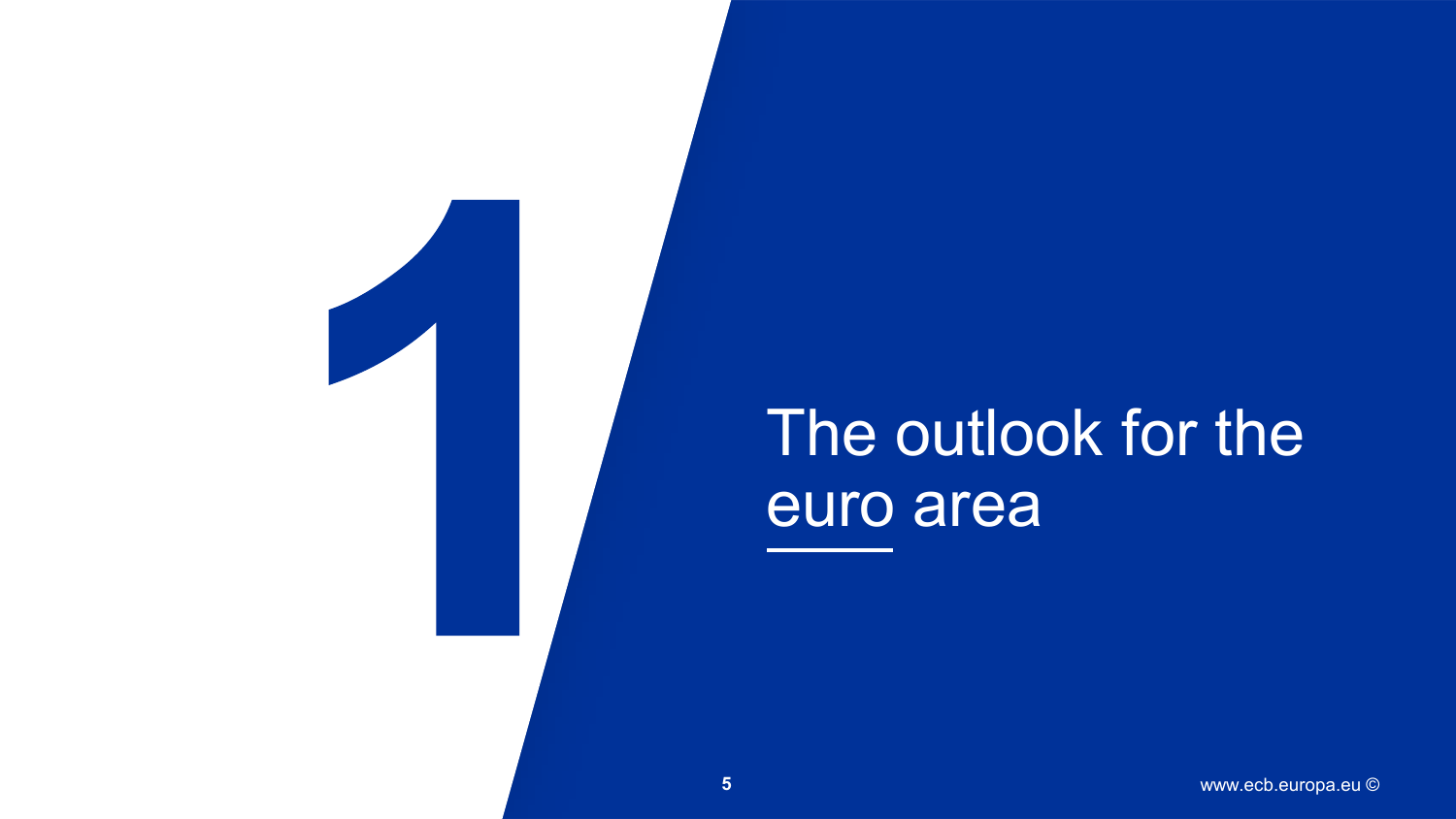# 1 The outlook for the euro area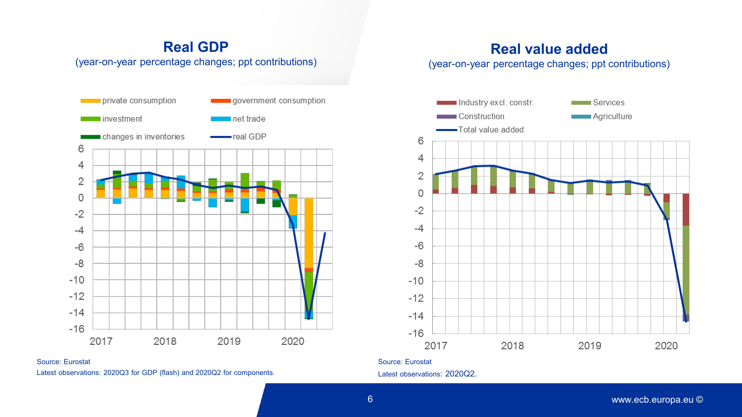## Real GDP

(year-on-year percentage changes; ppt contributions)

Source: Eurostat
Latest observations: 2020Q3 for GDP (flash) and 2020Q2 for components.

## Real value added

(year-on-year percentage changes; ppt contributions)

Source: Eurostat
Latest observations: 2020Q2.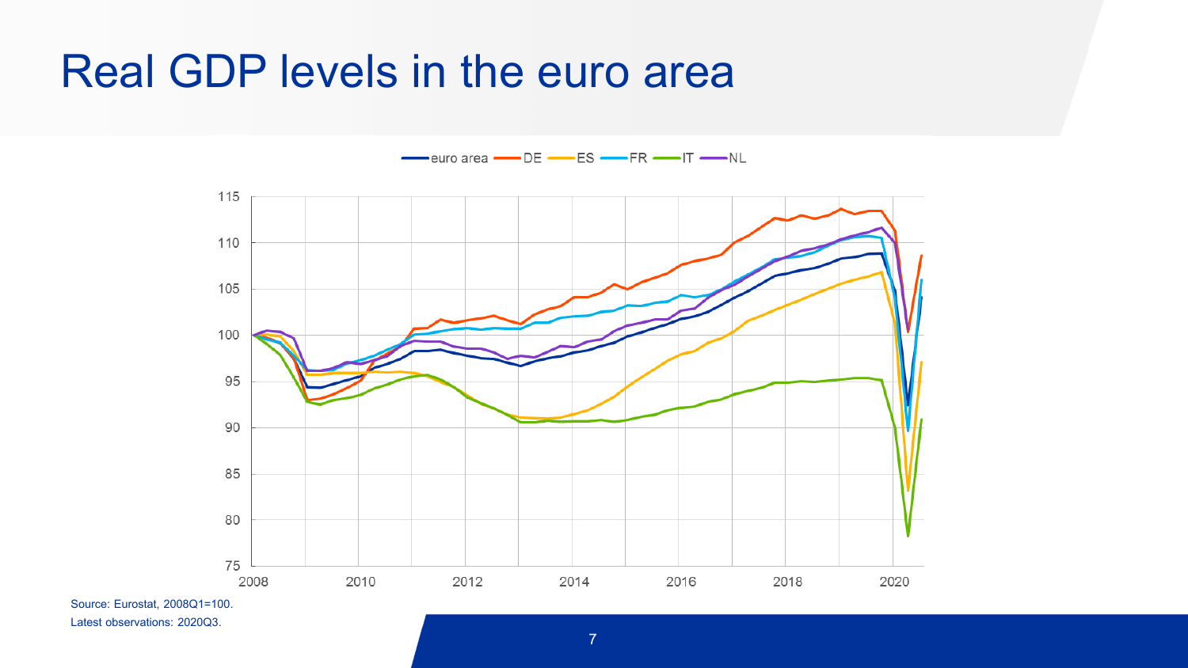# Real GDP levels in the euro area

Source: Eurostat, 2008Q1=100.

Latest observations: 2020Q3.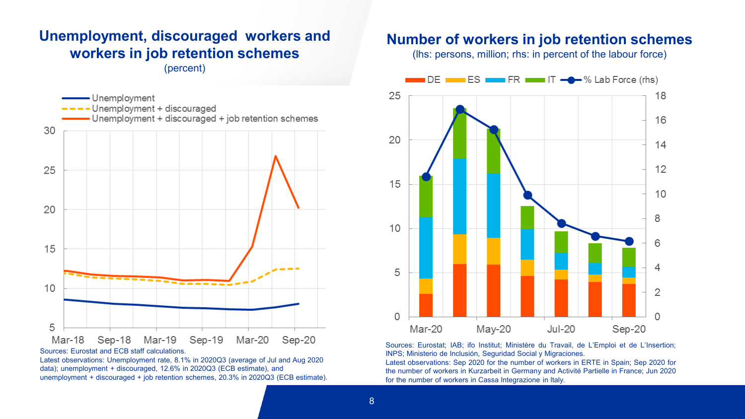## Unemployment, discouraged workers and workers in job retention schemes

(percent)

Sources: Eurostat and ECB staff calculations.
Latest observations: Unemployment rate, 8.1% in 2020Q3 (average of Jul and Aug 2020 data); unemployment + discouraged, 12.6% in 2020Q3 (ECB estimate), and unemployment + discouraged + job retention schemes, 20.3% in 2020Q3 (ECB estimate).

## Number of workers in job retention schemes

(lhs: persons, million; rhs: in percent of the labour force)

Sources: Eurostat; IAB; ifo Institut; Ministère du Travail, de L'Emploi et de L'Insertion; INPS; Ministerio de Inclusión, Seguridad Social y Migraciones.
Latest observations: Sep 2020 for the number of workers in ERTE in Spain; Sep 2020 for the number of workers in Kurzarbeit in Germany and Activité Partielle in France; Jun 2020 for the number of workers in Cassa Integrazione in Italy.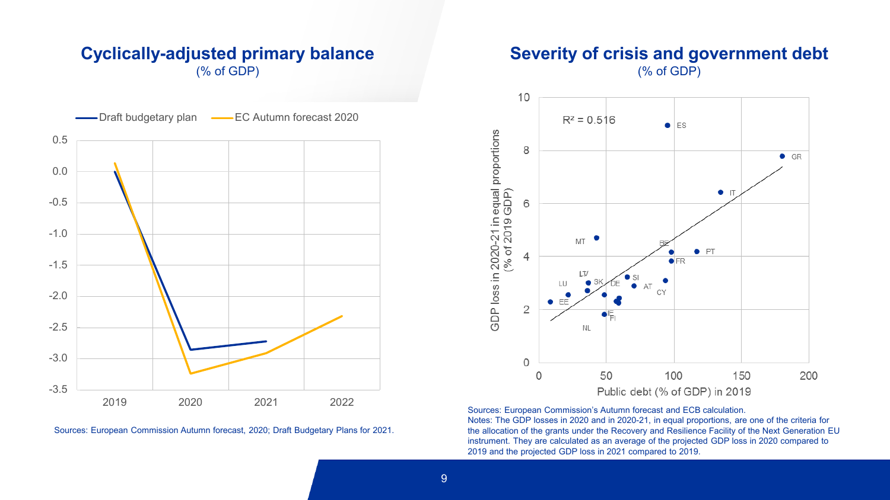## Cyclically-adjusted primary balance

(% of GDP)

Draft budgetary plan | EC Autumn forecast 2020

Sources: European Commission Autumn forecast, 2020; Draft Budgetary Plans for 2021.

## Severity of crisis and government debt

(% of GDP)

$R^2 = 0.516$

Sources: European Commission's Autumn forecast and ECB calculation.

Notes: The GDP losses in 2020 and in 2020-21, in equal proportions, are one of the criteria for the allocation of the grants under the Recovery and Resilience Facility of the Next Generation EU instrument. They are calculated as an average of the projected GDP loss in 2020 compared to 2019 and the projected GDP loss in 2021 compared to 2019.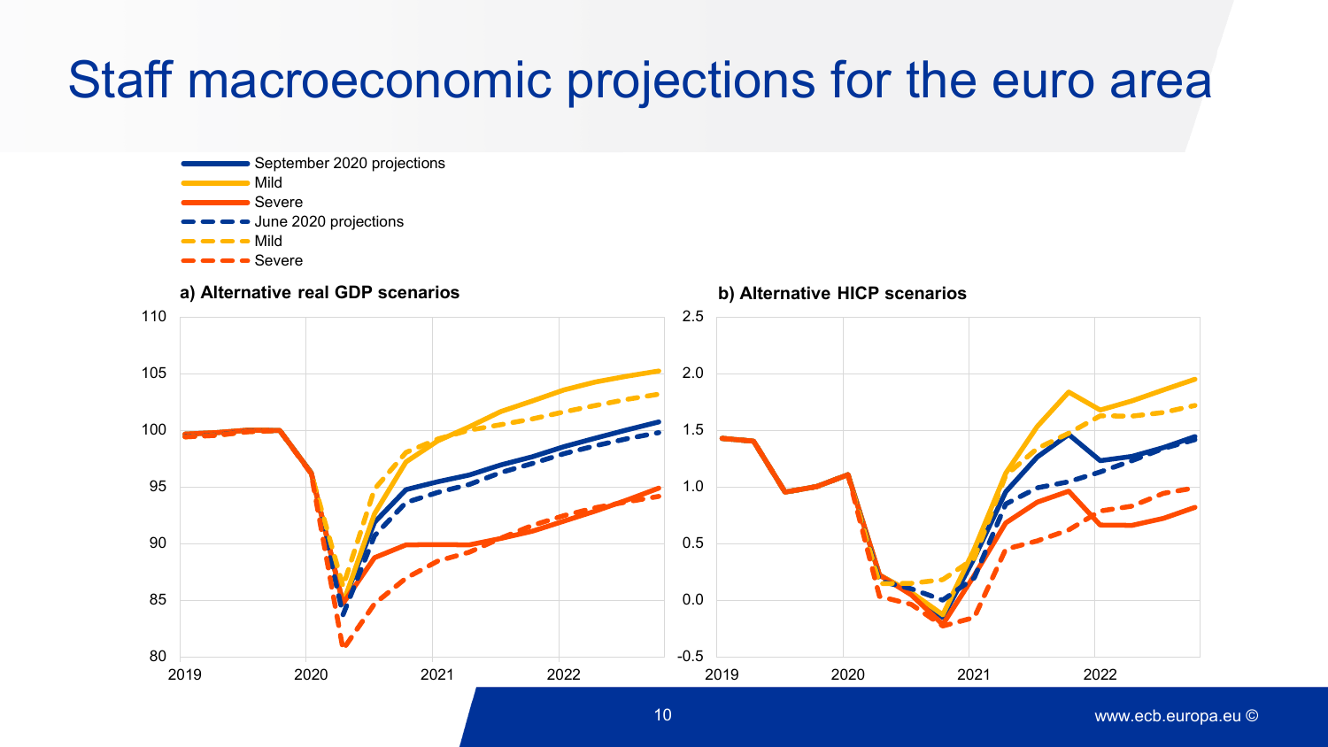# Staff macroeconomic projections for the euro area

- September 2020 projections
- Mild
- Severe
- June 2020 projections
- Mild
- Severe

**a) Alternative real GDP scenarios**

**b) Alternative HICP scenarios**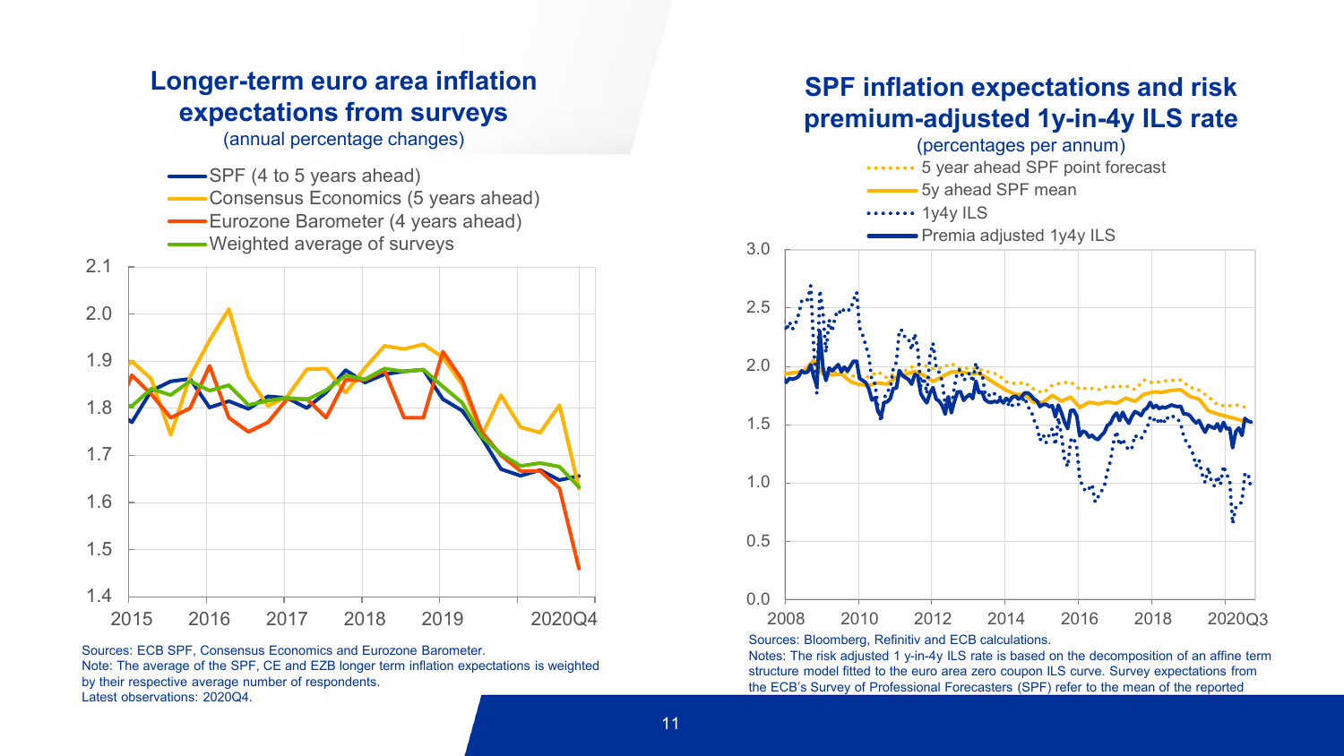## Longer-term euro area inflation expectations from surveys

(annual percentage changes)

- SPF (4 to 5 years ahead)
- Consensus Economics (5 years ahead)
- Eurozone Barometer (4 years ahead)
- Weighted average of surveys

Sources: ECB SPF, Consensus Economics and Eurozone Barometer.
Note: The average of the SPF, CE and EZB longer term inflation expectations is weighted by their respective average number of respondents.
Latest observations: 2020Q4.

## SPF inflation expectations and risk premium-adjusted 1y-in-4y ILS rate

(percentages per annum)

- 5 year ahead SPF point forecast
- 5y ahead SPF mean
- 1y4y ILS
- Premia adjusted 1y4y ILS

Sources: Bloomberg, Refinitiv and ECB calculations.
Notes: The risk adjusted 1 y-in-4y ILS rate is based on the decomposition of an affine term structure model fitted to the euro area zero coupon ILS curve. Survey expectations from the ECB's Survey of Professional Forecasters (SPF) refer to the mean of the reported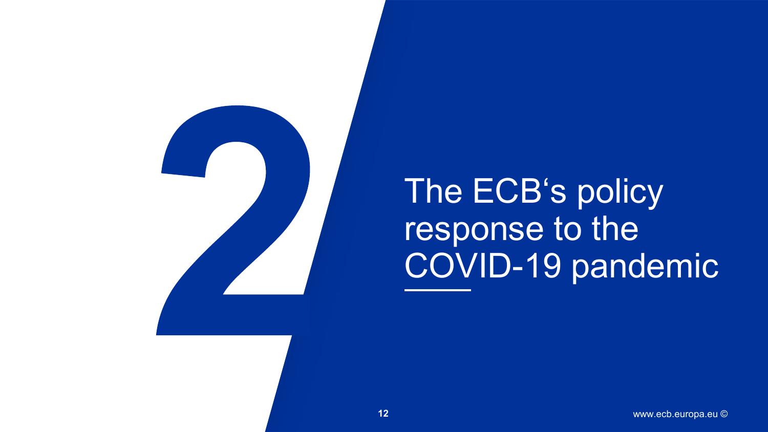# 2

# The ECB‘s policy response to the COVID-19 pandemic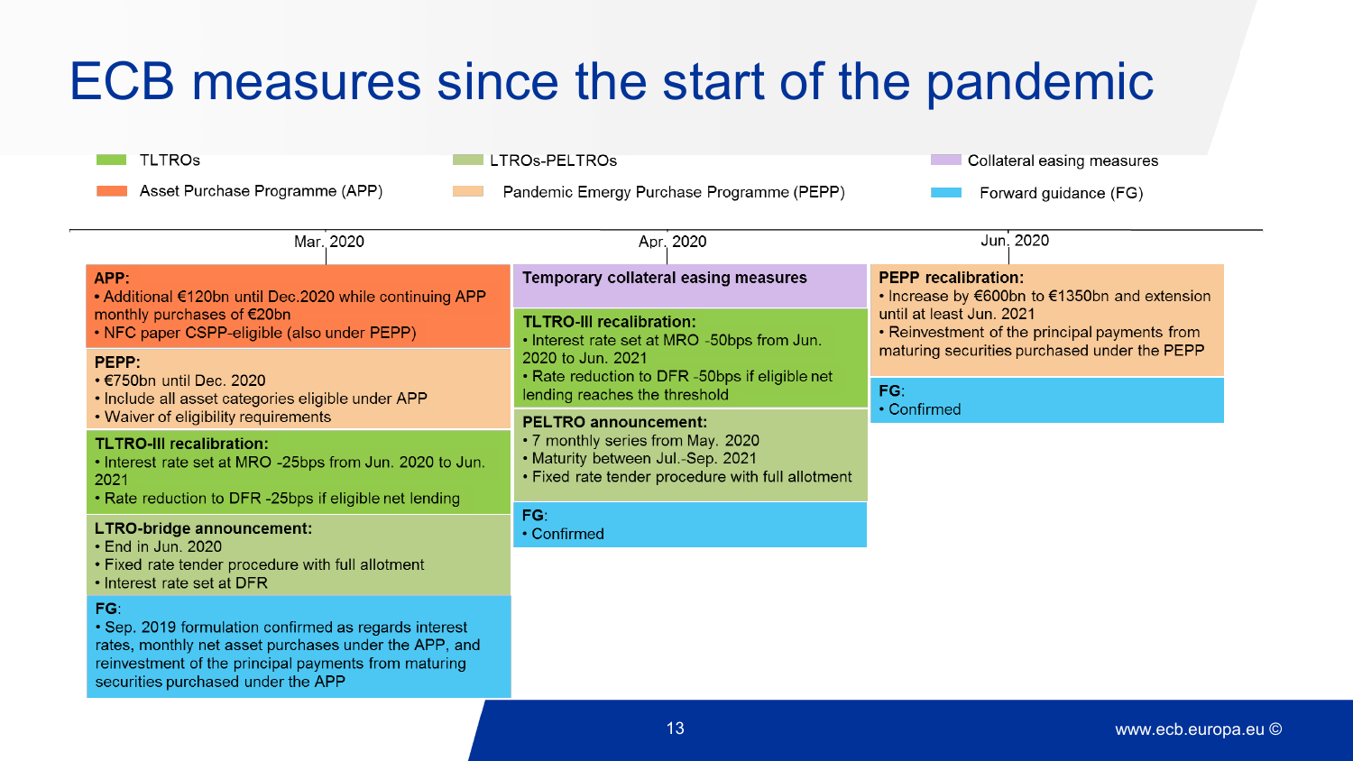# ECB measures since the start of the pandemic

**Legend:**
- TLTROs
- LTROs-PELTROs
- Collateral easing measures
- Asset Purchase Programme (APP)
- Pandemic Emergy Purchase Programme (PEPP)
- Forward guidance (FG)

## Mar. 2020

**APP:**
- Additional €120bn until Dec.2020 while continuing APP monthly purchases of €20bn
- NFC paper CSPP-eligible (also under PEPP)

**PEPP:**
- €750bn until Dec. 2020
- Include all asset categories eligible under APP
- Waiver of eligibility requirements

**TLTRO-III recalibration:**
- Interest rate set at MRO -25bps from Jun. 2020 to Jun. 2021
- Rate reduction to DFR -25bps if eligible net lending

**LTRO-bridge announcement:**
- End in Jun. 2020
- Fixed rate tender procedure with full allotment
- Interest rate set at DFR

**FG:**
- Sep. 2019 formulation confirmed as regards interest rates, monthly net asset purchases under the APP, and reinvestment of the principal payments from maturing securities purchased under the APP

## Apr. 2020

**Temporary collateral easing measures**

**TLTRO-III recalibration:**
- Interest rate set at MRO -50bps from Jun. 2020 to Jun. 2021
- Rate reduction to DFR -50bps if eligible net lending reaches the threshold

**PELTRO announcement:**
- 7 monthly series from May. 2020
- Maturity between Jul.-Sep. 2021
- Fixed rate tender procedure with full allotment

**FG:**
- Confirmed

## Jun. 2020

**PEPP recalibration:**
- Increase by €600bn to €1350bn and extension until at least Jun. 2021
- Reinvestment of the principal payments from maturing securities purchased under the PEPP

**FG:**
- Confirmed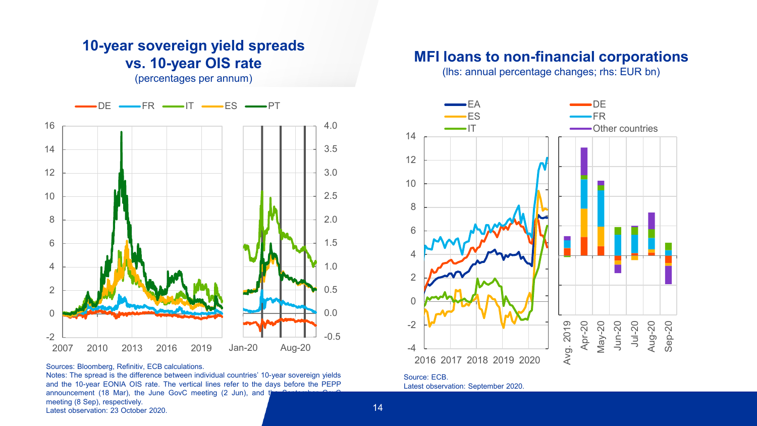## 10-year sovereign yield spreads vs. 10-year OIS rate

(percentages per annum)

Sources: Bloomberg, Refinitiv, ECB calculations.
Notes: The spread is the difference between individual countries' 10-year sovereign yields and the 10-year EONIA OIS rate. The vertical lines refer to the days before the PEPP announcement (18 Mar), the June GovC meeting (2 Jun), and the September GovC meeting (8 Sep), respectively.
Latest observation: 23 October 2020.

## MFI loans to non-financial corporations

(lhs: annual percentage changes; rhs: EUR bn)

Source: ECB.
Latest observation: September 2020.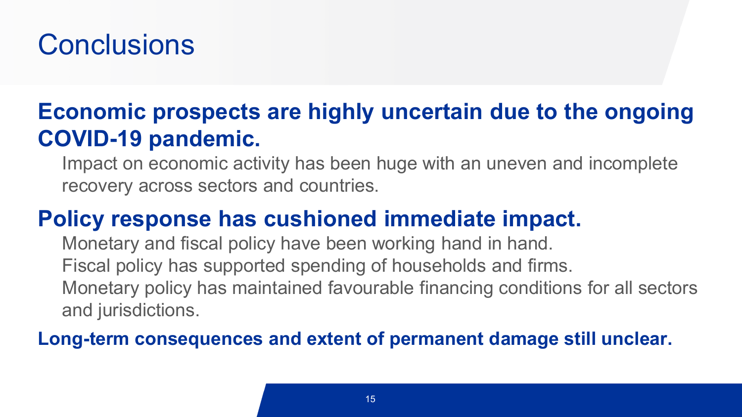# Conclusions

**Economic prospects are highly uncertain due to the ongoing COVID-19 pandemic.**

Impact on economic activity has been huge with an uneven and incomplete recovery across sectors and countries.

**Policy response has cushioned immediate impact.**

Monetary and fiscal policy have been working hand in hand.

Fiscal policy has supported spending of households and firms.

Monetary policy has maintained favourable financing conditions for all sectors and jurisdictions.

**Long-term consequences and extent of permanent damage still unclear.**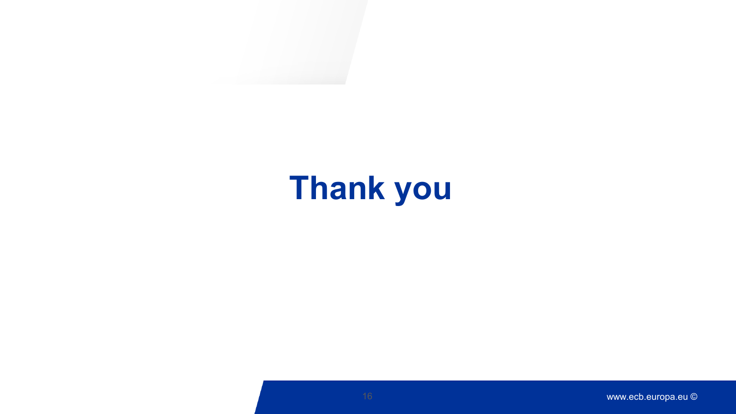# Thank you